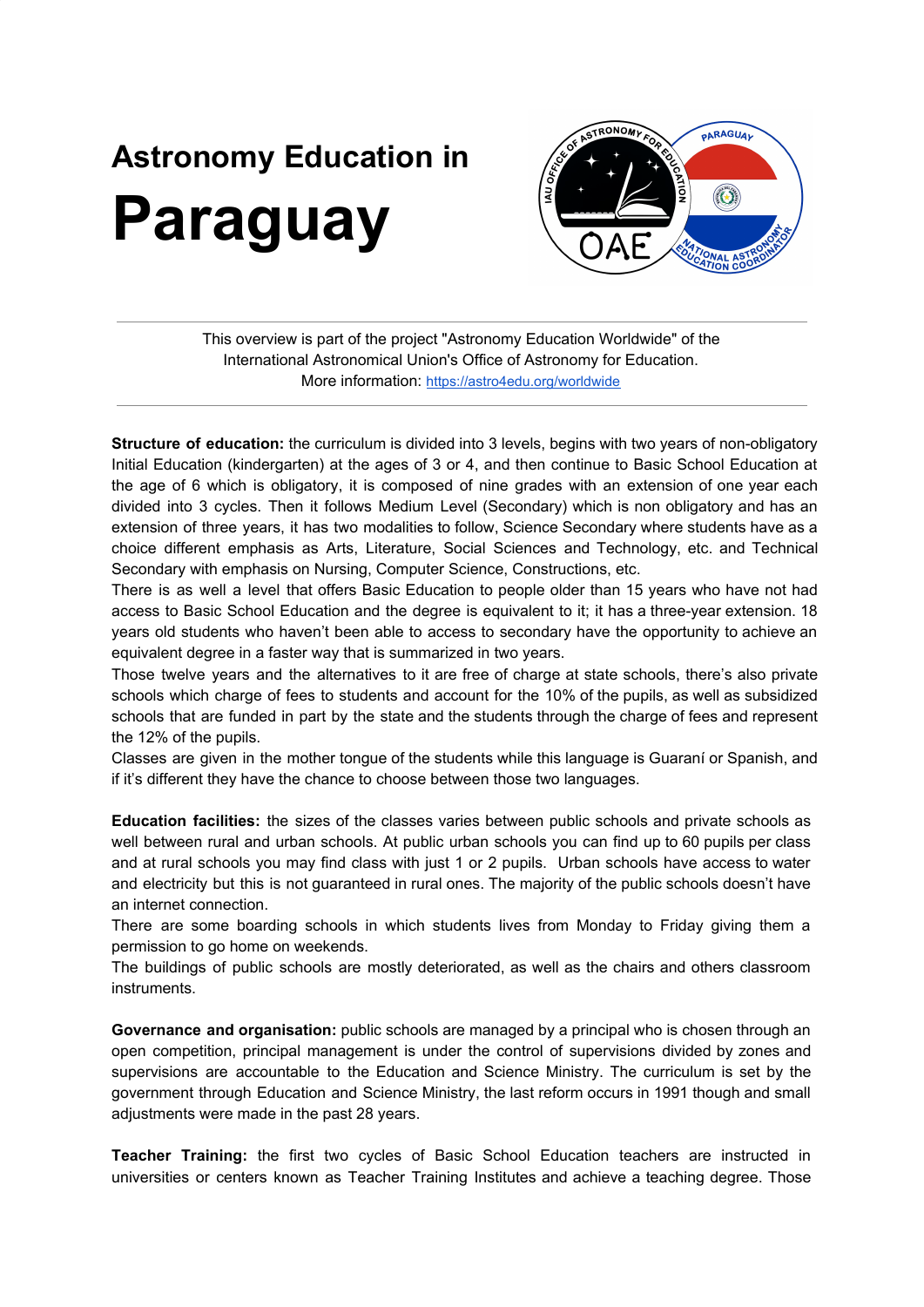# Astronomy Education in

# Paraguay

---

This overview is part of the project "Astronomy Education Worldwide" of the International Astronomical Union's Office of Astronomy for Education.
More information: https://astro4edu.org/worldwide

---

**Structure of education:** the curriculum is divided into 3 levels, begins with two years of non-obligatory Initial Education (kindergarten) at the ages of 3 or 4, and then continue to Basic School Education at the age of 6 which is obligatory, it is composed of nine grades with an extension of one year each divided into 3 cycles. Then it follows Medium Level (Secondary) which is non obligatory and has an extension of three years, it has two modalities to follow, Science Secondary where students have as a choice different emphasis as Arts, Literature, Social Sciences and Technology, etc. and Technical Secondary with emphasis on Nursing, Computer Science, Constructions, etc.
There is as well a level that offers Basic Education to people older than 15 years who have not had access to Basic School Education and the degree is equivalent to it; it has a three-year extension. 18 years old students who haven't been able to access to secondary have the opportunity to achieve an equivalent degree in a faster way that is summarized in two years.
Those twelve years and the alternatives to it are free of charge at state schools, there's also private schools which charge of fees to students and account for the 10% of the pupils, as well as subsidized schools that are funded in part by the state and the students through the charge of fees and represent the 12% of the pupils.
Classes are given in the mother tongue of the students while this language is Guaraní or Spanish, and if it's different they have the chance to choose between those two languages.

**Education facilities:** the sizes of the classes varies between public schools and private schools as well between rural and urban schools. At public urban schools you can find up to 60 pupils per class and at rural schools you may find class with just 1 or 2 pupils. Urban schools have access to water and electricity but this is not guaranteed in rural ones. The majority of the public schools doesn't have an internet connection.
There are some boarding schools in which students lives from Monday to Friday giving them a permission to go home on weekends.
The buildings of public schools are mostly deteriorated, as well as the chairs and others classroom instruments.

**Governance and organisation:** public schools are managed by a principal who is chosen through an open competition, principal management is under the control of supervisions divided by zones and supervisions are accountable to the Education and Science Ministry. The curriculum is set by the government through Education and Science Ministry, the last reform occurs in 1991 though and small adjustments were made in the past 28 years.

**Teacher Training:** the first two cycles of Basic School Education teachers are instructed in universities or centers known as Teacher Training Institutes and achieve a teaching degree. Those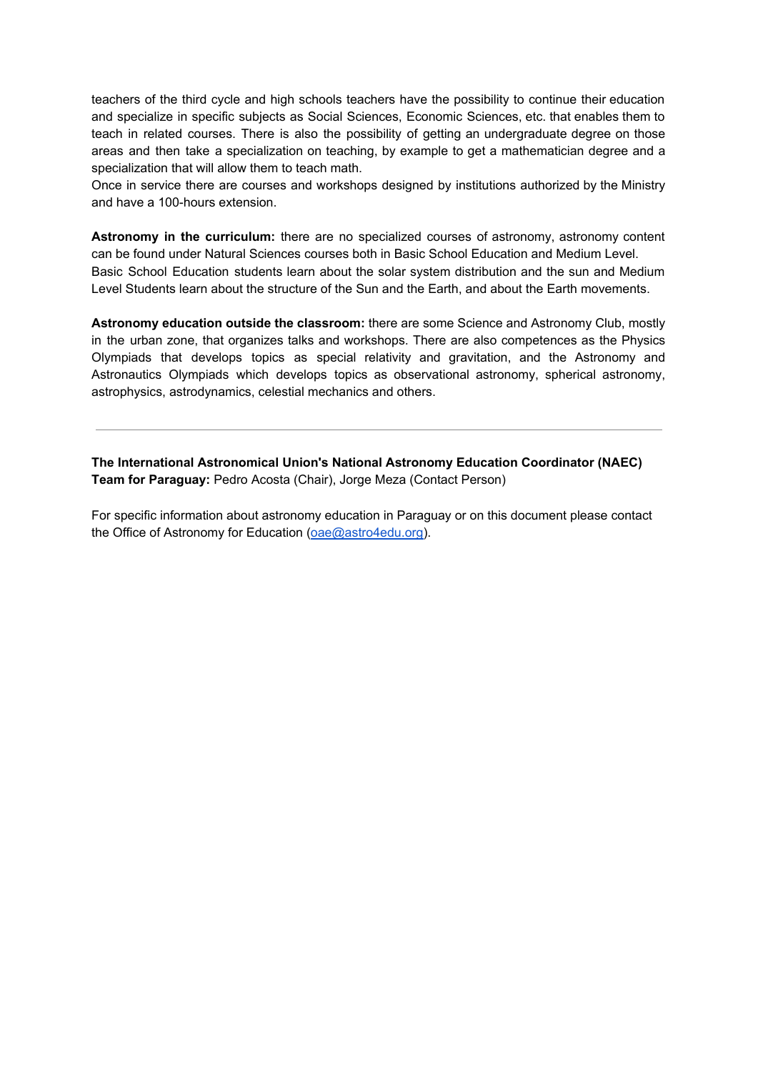teachers of the third cycle and high schools teachers have the possibility to continue their education and specialize in specific subjects as Social Sciences, Economic Sciences, etc. that enables them to teach in related courses. There is also the possibility of getting an undergraduate degree on those areas and then take a specialization on teaching, by example to get a mathematician degree and a specialization that will allow them to teach math.

Once in service there are courses and workshops designed by institutions authorized by the Ministry and have a 100-hours extension.

**Astronomy in the curriculum:** there are no specialized courses of astronomy, astronomy content can be found under Natural Sciences courses both in Basic School Education and Medium Level.

Basic School Education students learn about the solar system distribution and the sun and Medium Level Students learn about the structure of the Sun and the Earth, and about the Earth movements.

**Astronomy education outside the classroom:** there are some Science and Astronomy Club, mostly in the urban zone, that organizes talks and workshops. There are also competences as the Physics Olympiads that develops topics as special relativity and gravitation, and the Astronomy and Astronautics Olympiads which develops topics as observational astronomy, spherical astronomy, astrophysics, astrodynamics, celestial mechanics and others.

---

**The International Astronomical Union's National Astronomy Education Coordinator (NAEC) Team for Paraguay:** Pedro Acosta (Chair), Jorge Meza (Contact Person)

For specific information about astronomy education in Paraguay or on this document please contact the Office of Astronomy for Education (oae@astro4edu.org).